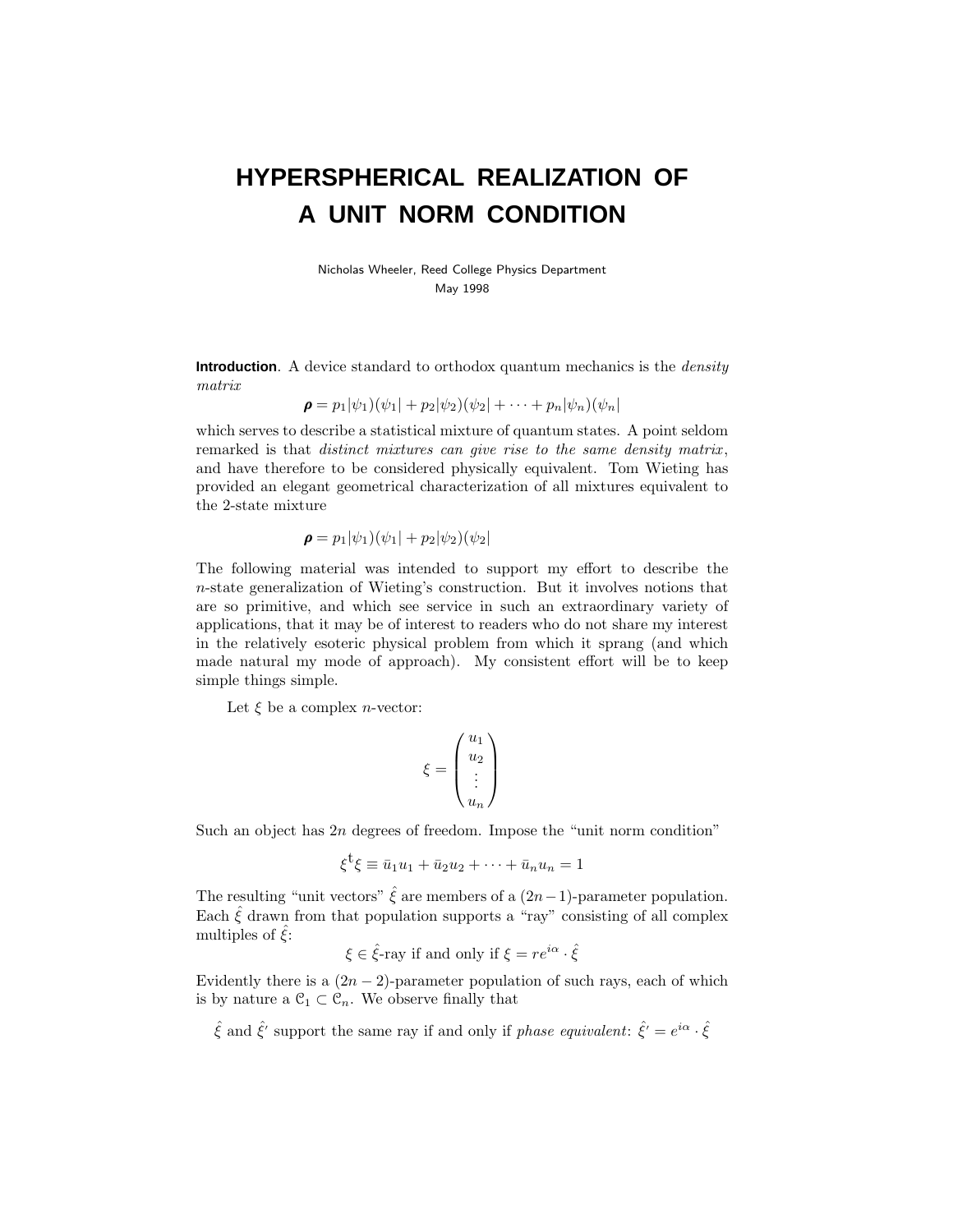# HYPERSPHERICAL REALIZATION OF A UNIT NORM CONDITION

Nicholas Wheeler, Reed College Physics Department
May 1998

**Introduction**. A device standard to orthodox quantum mechanics is the *density matrix*

$$\boldsymbol{\rho} = p_1|\psi_1)(\psi_1| + p_2|\psi_2)(\psi_2| + \cdots + p_n|\psi_n)(\psi_n|$$

which serves to describe a statistical mixture of quantum states. A point seldom remarked is that *distinct mixtures can give rise to the same density matrix*, and have therefore to be considered physically equivalent. Tom Wieting has provided an elegant geometrical characterization of all mixtures equivalent to the 2-state mixture

$$\boldsymbol{\rho} = p_1|\psi_1)(\psi_1| + p_2|\psi_2)(\psi_2|$$

The following material was intended to support my effort to describe the $n$-state generalization of Wieting's construction. But it involves notions that are so primitive, and which see service in such an extraordinary variety of applications, that it may be of interest to readers who do not share my interest in the relatively esoteric physical problem from which it sprang (and which made natural my mode of approach). My consistent effort will be to keep simple things simple.

Let $\xi$ be a complex $n$-vector:

$$\xi = \begin{pmatrix} u_1 \\ u_2 \\ \vdots \\ u_n \end{pmatrix}$$

Such an object has $2n$ degrees of freedom. Impose the "unit norm condition"

$$\xi^{\mathrm{t}}\xi \equiv \bar{u}_1 u_1 + \bar{u}_2 u_2 + \cdots + \bar{u}_n u_n = 1$$

The resulting "unit vectors" $\hat{\xi}$ are members of a $(2n-1)$-parameter population. Each $\hat{\xi}$ drawn from that population supports a "ray" consisting of all complex multiples of $\hat{\xi}$:

$$\xi \in \hat{\xi}\text{-ray if and only if } \xi = re^{i\alpha} \cdot \hat{\xi}$$

Evidently there is a $(2n-2)$-parameter population of such rays, each of which is by nature a $\mathcal{C}_1 \subset \mathcal{C}_n$. We observe finally that

$$\hat{\xi} \text{ and } \hat{\xi}' \text{ support the same ray if and only if } \textit{phase equivalent}\text{: } \hat{\xi}' = e^{i\alpha} \cdot \hat{\xi}$$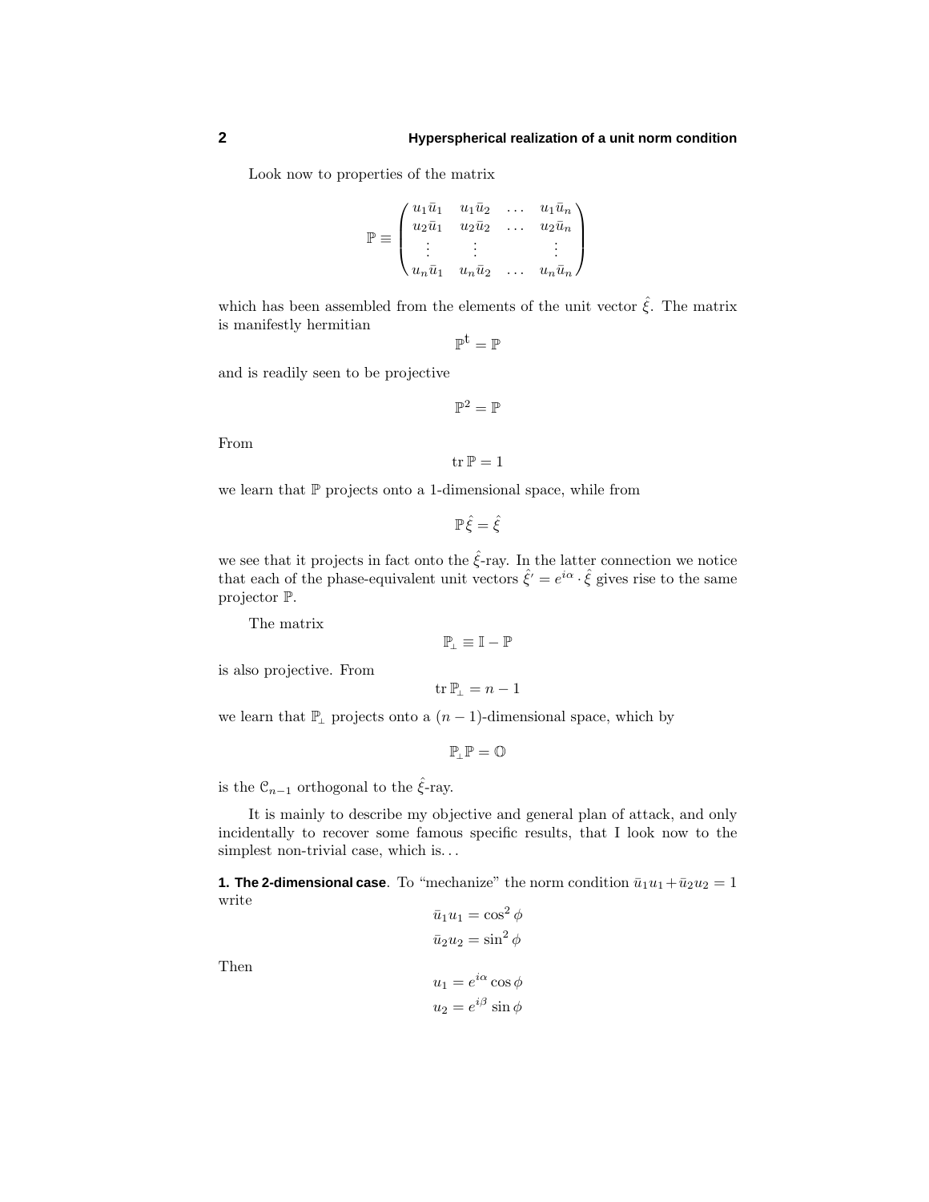Look now to properties of the matrix

$$\mathbb{P} \equiv \begin{pmatrix} u_1\bar{u}_1 & u_1\bar{u}_2 & \dots & u_1\bar{u}_n \\ u_2\bar{u}_1 & u_2\bar{u}_2 & \dots & u_2\bar{u}_n \\ \vdots & \vdots & & \vdots \\ u_n\bar{u}_1 & u_n\bar{u}_2 & \dots & u_n\bar{u}_n \end{pmatrix}$$

which has been assembled from the elements of the unit vector $\hat{\xi}$. The matrix is manifestly hermitian

$$\mathbb{P}^{\mathfrak{t}} = \mathbb{P}$$

and is readily seen to be projective

$$\mathbb{P}^2 = \mathbb{P}$$

From

$$\operatorname{tr}\mathbb{P} = 1$$

we learn that $\mathbb{P}$ projects onto a 1-dimensional space, while from

$$\mathbb{P}\hat{\xi} = \hat{\xi}$$

we see that it projects in fact onto the $\hat{\xi}$-ray. In the latter connection we notice that each of the phase-equivalent unit vectors $\hat{\xi}' = e^{i\alpha}\cdot\hat{\xi}$ gives rise to the same projector $\mathbb{P}$.

The matrix

$$\mathbb{P}_\perp \equiv \mathbb{I} - \mathbb{P}$$

is also projective. From

$$\operatorname{tr}\mathbb{P}_\perp = n - 1$$

we learn that $\mathbb{P}_\perp$ projects onto a $(n-1)$-dimensional space, which by

$$\mathbb{P}_\perp\mathbb{P} = \mathbb{O}$$

is the $\mathcal{C}_{n-1}$ orthogonal to the $\hat{\xi}$-ray.

It is mainly to describe my objective and general plan of attack, and only incidentally to recover some famous specific results, that I look now to the simplest non-trivial case, which is. . .

**1. The 2-dimensional case**. To "mechanize" the norm condition $\bar{u}_1u_1 + \bar{u}_2u_2 = 1$ write

$$\begin{aligned} \bar{u}_1u_1 &= \cos^2\phi \\ \bar{u}_2u_2 &= \sin^2\phi \end{aligned}$$

Then

$$\begin{aligned} u_1 &= e^{i\alpha}\cos\phi \\ u_2 &= e^{i\beta}\sin\phi \end{aligned}$$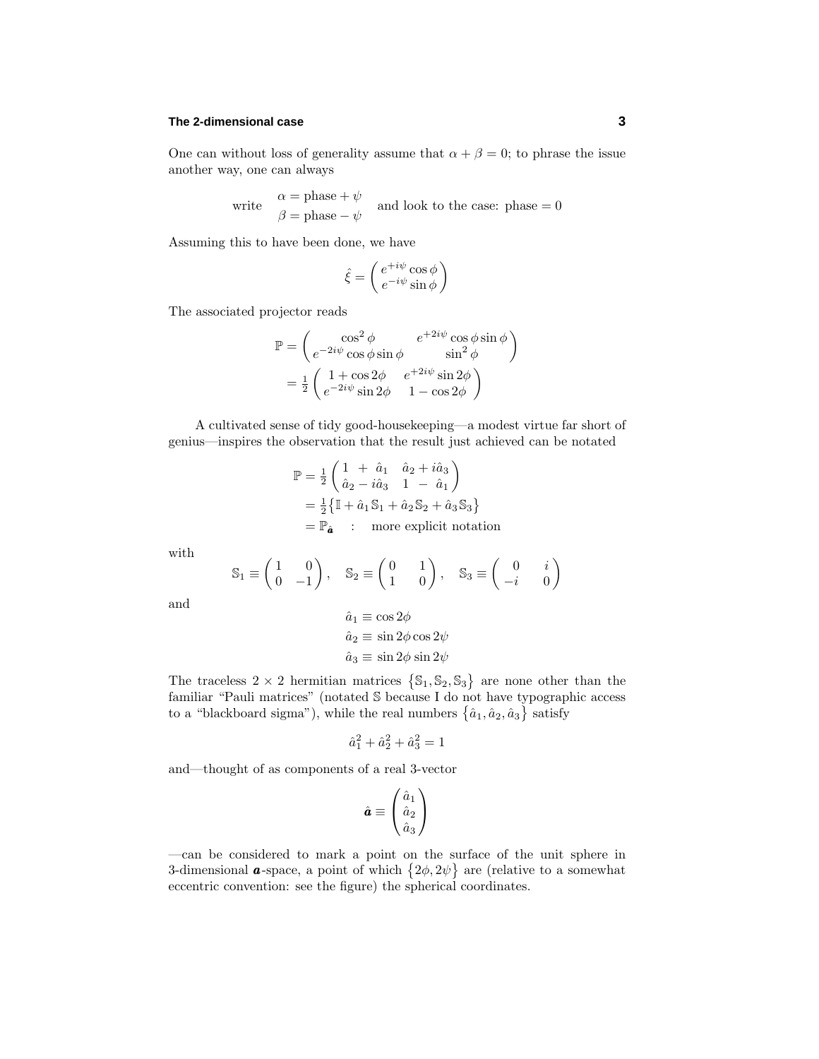One can without loss of generality assume that $\alpha + \beta = 0$; to phrase the issue another way, one can always

$$\text{write} \quad \begin{aligned} \alpha &= \text{phase} + \psi \\ \beta &= \text{phase} - \psi \end{aligned} \quad \text{and look to the case: phase} = 0$$

Assuming this to have been done, we have

$$\hat{\xi} = \begin{pmatrix} e^{+i\psi}\cos\phi \\ e^{-i\psi}\sin\phi \end{pmatrix}$$

The associated projector reads

$$\begin{aligned} \mathbb{P} &= \begin{pmatrix} \cos^2\phi & e^{+2i\psi}\cos\phi\sin\phi \\ e^{-2i\psi}\cos\phi\sin\phi & \sin^2\phi \end{pmatrix} \\ &= \tfrac{1}{2}\begin{pmatrix} 1+\cos 2\phi & e^{+2i\psi}\sin 2\phi \\ e^{-2i\psi}\sin 2\phi & 1-\cos 2\phi \end{pmatrix} \end{aligned}$$

A cultivated sense of tidy good-housekeeping—a modest virtue far short of genius—inspires the observation that the result just achieved can be notated

$$\begin{aligned} \mathbb{P} &= \tfrac{1}{2}\begin{pmatrix} 1 \;+\; \hat{a}_1 & \hat{a}_2 + i\hat{a}_3 \\ \hat{a}_2 - i\hat{a}_3 & 1 \;-\; \hat{a}_1 \end{pmatrix} \\ &= \tfrac{1}{2}\big\{\mathbb{I} + \hat{a}_1\mathbb{S}_1 + \hat{a}_2\mathbb{S}_2 + \hat{a}_3\mathbb{S}_3\big\} \\ &= \mathbb{P}_{\hat{\boldsymbol{a}}} \quad : \quad \text{more explicit notation} \end{aligned}$$

with

$$\mathbb{S}_1 \equiv \begin{pmatrix} 1 & 0 \\ 0 & -1 \end{pmatrix}, \quad \mathbb{S}_2 \equiv \begin{pmatrix} 0 & 1 \\ 1 & 0 \end{pmatrix}, \quad \mathbb{S}_3 \equiv \begin{pmatrix} 0 & i \\ -i & 0 \end{pmatrix}$$

and

$$\begin{aligned} \hat{a}_1 &\equiv \cos 2\phi \\ \hat{a}_2 &\equiv \sin 2\phi \cos 2\psi \\ \hat{a}_3 &\equiv \sin 2\phi \sin 2\psi \end{aligned}$$

The traceless $2 \times 2$ hermitian matrices $\big\{\mathbb{S}_1, \mathbb{S}_2, \mathbb{S}_3\big\}$ are none other than the familiar "Pauli matrices" (notated $\mathbb{S}$ because I do not have typographic access to a "blackboard sigma"), while the real numbers $\big\{\hat{a}_1, \hat{a}_2, \hat{a}_3\big\}$ satisfy

$$\hat{a}_1^2 + \hat{a}_2^2 + \hat{a}_3^2 = 1$$

and—thought of as components of a real 3-vector

$$\hat{\boldsymbol{a}} \equiv \begin{pmatrix} \hat{a}_1 \\ \hat{a}_2 \\ \hat{a}_3 \end{pmatrix}$$

—can be considered to mark a point on the surface of the unit sphere in 3-dimensional $\boldsymbol{a}$-space, a point of which $\big\{2\phi, 2\psi\big\}$ are (relative to a somewhat eccentric convention: see the figure) the spherical coordinates.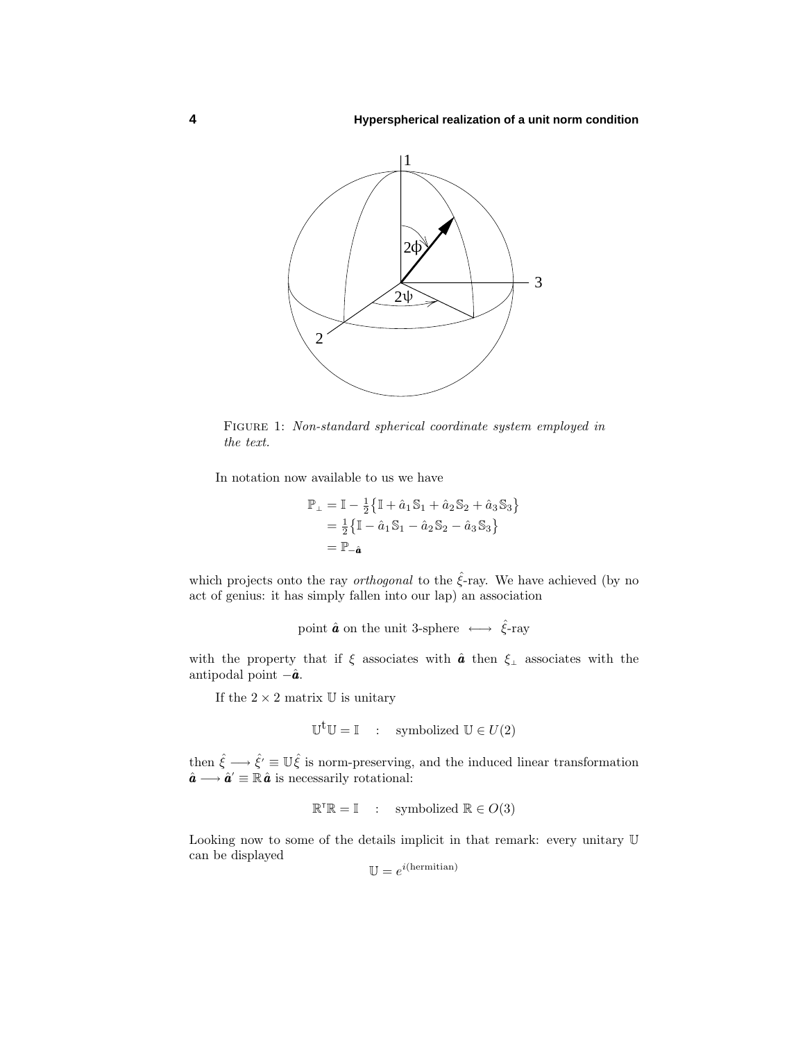FIGURE 1: *Non-standard spherical coordinate system employed in the text.*

In notation now available to us we have

$$
\begin{aligned}
\mathbb{P}_\perp &= \mathbb{I} - \tfrac{1}{2}\big\{\mathbb{I} + \hat{a}_1\mathbb{S}_1 + \hat{a}_2\mathbb{S}_2 + \hat{a}_3\mathbb{S}_3\big\} \\
&= \tfrac{1}{2}\big\{\mathbb{I} - \hat{a}_1\mathbb{S}_1 - \hat{a}_2\mathbb{S}_2 - \hat{a}_3\mathbb{S}_3\big\} \\
&= \mathbb{P}_{-\hat{\boldsymbol{a}}}
\end{aligned}
$$

which projects onto the ray *orthogonal* to the $\hat{\xi}$-ray. We have achieved (by no act of genius: it has simply fallen into our lap) an association

$$
\text{point } \hat{\boldsymbol{a}} \text{ on the unit 3-sphere } \longleftrightarrow \hat{\xi}\text{-ray}
$$

with the property that if $\xi$ associates with $\hat{\boldsymbol{a}}$ then $\xi_\perp$ associates with the antipodal point $-\hat{\boldsymbol{a}}$.

If the $2\times 2$ matrix $\mathbb{U}$ is unitary

$$
\mathbb{U}^{\mathsf{t}}\mathbb{U} = \mathbb{I} \quad : \quad \text{symbolized } \mathbb{U} \in U(2)
$$

then $\hat{\xi} \longrightarrow \hat{\xi}' \equiv \mathbb{U}\hat{\xi}$ is norm-preserving, and the induced linear transformation $\hat{\boldsymbol{a}} \longrightarrow \hat{\boldsymbol{a}}' \equiv \mathbb{R}\,\hat{\boldsymbol{a}}$ is necessarily rotational:

$$
\mathbb{R}^{\mathsf{T}}\mathbb{R} = \mathbb{I} \quad : \quad \text{symbolized } \mathbb{R} \in O(3)
$$

Looking now to some of the details implicit in that remark: every unitary $\mathbb{U}$ can be displayed

$$
\mathbb{U} = e^{i(\text{hermitian})}
$$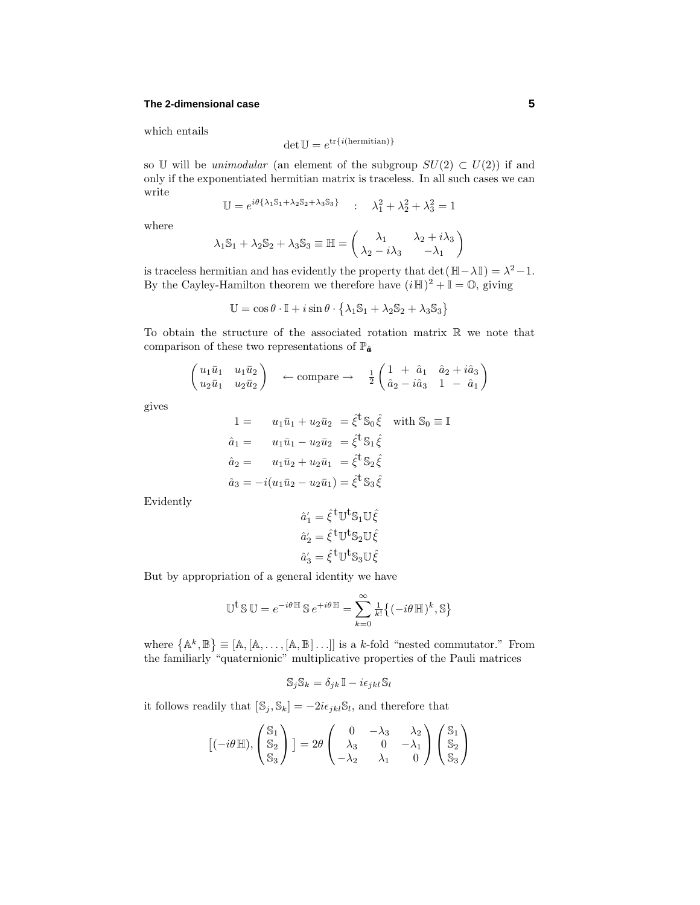which entails

$$\det \mathbb{U} = e^{\text{tr}\{i(\text{hermitian})\}}$$

so $\mathbb{U}$ will be *unimodular* (an element of the subgroup $SU(2) \subset U(2)$) if and only if the exponentiated hermitian matrix is traceless. In all such cases we can write

$$\mathbb{U} = e^{i\theta\{\lambda_1\mathbb{S}_1+\lambda_2\mathbb{S}_2+\lambda_3\mathbb{S}_3\}} \quad : \quad \lambda_1^2+\lambda_2^2+\lambda_3^2=1$$

where

$$\lambda_1\mathbb{S}_1+\lambda_2\mathbb{S}_2+\lambda_3\mathbb{S}_3 \equiv \mathbb{H} = \begin{pmatrix} \lambda_1 & \lambda_2+i\lambda_3 \\ \lambda_2-i\lambda_3 & -\lambda_1 \end{pmatrix}$$

is traceless hermitian and has evidently the property that $\det(\mathbb{H}-\lambda\mathbb{I}) = \lambda^2-1$. By the Cayley-Hamilton theorem we therefore have $(i\mathbb{H})^2+\mathbb{I}=\mathbb{O}$, giving

$$\mathbb{U} = \cos\theta\cdot\mathbb{I} + i\sin\theta\cdot\big\{\lambda_1\mathbb{S}_1+\lambda_2\mathbb{S}_2+\lambda_3\mathbb{S}_3\big\}$$

To obtain the structure of the associated rotation matrix $\mathbb{R}$ we note that comparison of these two representations of $\mathbb{P}_{\hat{\boldsymbol{a}}}$

$$\begin{pmatrix} u_1\bar{u}_1 & u_1\bar{u}_2 \\ u_2\bar{u}_1 & u_2\bar{u}_2 \end{pmatrix} \quad \leftarrow \text{compare} \rightarrow \quad \tfrac{1}{2}\begin{pmatrix} 1 \ + \ \hat{a}_1 & \hat{a}_2+i\hat{a}_3 \\ \hat{a}_2-i\hat{a}_3 & 1 \ - \ \hat{a}_1 \end{pmatrix}$$

gives

$$\begin{aligned}
1 &= \qquad u_1\bar{u}_1 + u_2\bar{u}_2 \ = \hat{\xi}^{\mathsf{t}}\,\mathbb{S}_0\,\hat{\xi} \quad \text{with } \mathbb{S}_0 \equiv \mathbb{I} \\
\hat{a}_1 &= \qquad u_1\bar{u}_1 - u_2\bar{u}_2 \ = \hat{\xi}^{\mathsf{t}}\,\mathbb{S}_1\,\hat{\xi} \\
\hat{a}_2 &= \qquad u_1\bar{u}_2 + u_2\bar{u}_1 \ = \hat{\xi}^{\mathsf{t}}\,\mathbb{S}_2\,\hat{\xi} \\
\hat{a}_3 &= -i(u_1\bar{u}_2 - u_2\bar{u}_1) = \hat{\xi}^{\mathsf{t}}\,\mathbb{S}_3\,\hat{\xi}
\end{aligned}$$

Evidently

$$\begin{aligned}
\hat{a}_1' &= \hat{\xi}^{\mathsf{t}}\mathbb{U}^{\mathsf{t}}\mathbb{S}_1\mathbb{U}\hat{\xi} \\
\hat{a}_2' &= \hat{\xi}^{\mathsf{t}}\mathbb{U}^{\mathsf{t}}\mathbb{S}_2\mathbb{U}\hat{\xi} \\
\hat{a}_3' &= \hat{\xi}^{\mathsf{t}}\mathbb{U}^{\mathsf{t}}\mathbb{S}_3\mathbb{U}\hat{\xi}
\end{aligned}$$

But by appropriation of a general identity we have

$$\mathbb{U}^{\mathsf{t}}\,\mathbb{S}\,\mathbb{U} = e^{-i\theta\,\mathbb{H}}\,\mathbb{S}\,e^{+i\theta\,\mathbb{H}} = \sum_{k=0}^{\infty}\tfrac{1}{k!}\big\{(-i\theta\,\mathbb{H})^k,\mathbb{S}\big\}$$

where $\big\{\mathbb{A}^k,\mathbb{B}\big\} \equiv [\mathbb{A},[\mathbb{A},\ldots,[\mathbb{A},\mathbb{B}]\ldots]]$ is a $k$-fold "nested commutator." From the familiarly "quaternionic" multiplicative properties of the Pauli matrices

$$\mathbb{S}_j\mathbb{S}_k = \delta_{jk}\,\mathbb{I} - i\epsilon_{jkl}\,\mathbb{S}_l$$

it follows readily that $[\mathbb{S}_j,\mathbb{S}_k] = -2i\epsilon_{jkl}\mathbb{S}_l$, and therefore that

$$\Big[(-i\theta\,\mathbb{H}), \begin{pmatrix} \mathbb{S}_1 \\ \mathbb{S}_2 \\ \mathbb{S}_3 \end{pmatrix}\Big] = 2\theta\begin{pmatrix} 0 & -\lambda_3 & \lambda_2 \\ \lambda_3 & 0 & -\lambda_1 \\ -\lambda_2 & \lambda_1 & 0 \end{pmatrix}\begin{pmatrix} \mathbb{S}_1 \\ \mathbb{S}_2 \\ \mathbb{S}_3 \end{pmatrix}$$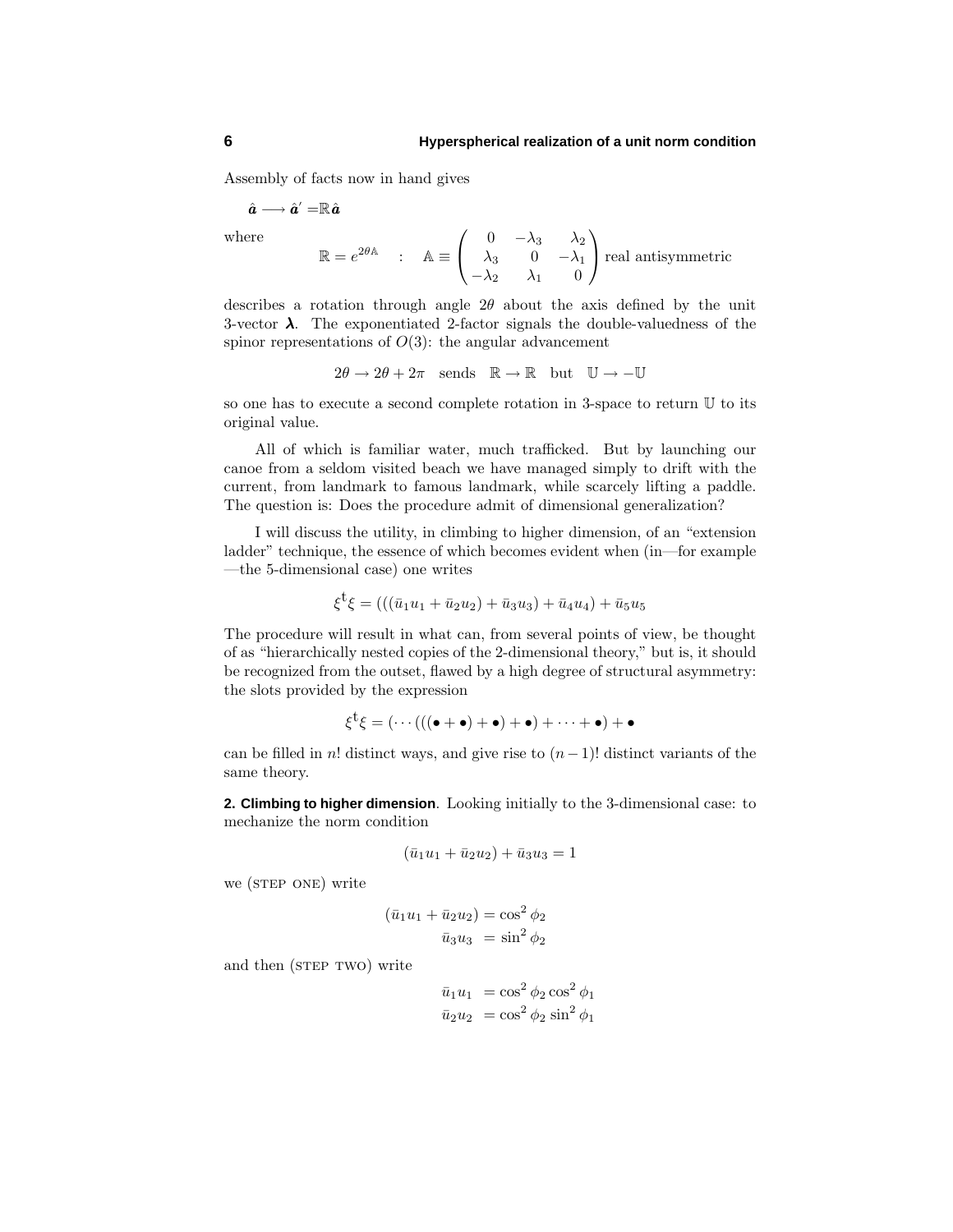Assembly of facts now in hand gives

$$\hat{\boldsymbol{a}} \longrightarrow \hat{\boldsymbol{a}}' = \mathbb{R}\hat{\boldsymbol{a}}$$

where

$$\mathbb{R} = e^{2\theta\mathbb{A}} \quad : \quad \mathbb{A} \equiv \begin{pmatrix} 0 & -\lambda_3 & \lambda_2 \\ \lambda_3 & 0 & -\lambda_1 \\ -\lambda_2 & \lambda_1 & 0 \end{pmatrix} \text{ real antisymmetric}$$

describes a rotation through angle $2\theta$ about the axis defined by the unit 3-vector $\boldsymbol{\lambda}$. The exponentiated 2-factor signals the double-valuedness of the spinor representations of $O(3)$: the angular advancement

$$2\theta \to 2\theta + 2\pi \quad \text{sends} \quad \mathbb{R} \to \mathbb{R} \quad \text{but} \quad \mathbb{U} \to -\mathbb{U}$$

so one has to execute a second complete rotation in 3-space to return $\mathbb{U}$ to its original value.

All of which is familiar water, much trafficked. But by launching our canoe from a seldom visited beach we have managed simply to drift with the current, from landmark to famous landmark, while scarcely lifting a paddle. The question is: Does the procedure admit of dimensional generalization?

I will discuss the utility, in climbing to higher dimension, of an "extension ladder" technique, the essence of which becomes evident when (in—for example —the 5-dimensional case) one writes

$$\xi^{\mathsf{t}}\xi = (((\bar{u}_1 u_1 + \bar{u}_2 u_2) + \bar{u}_3 u_3) + \bar{u}_4 u_4) + \bar{u}_5 u_5$$

The procedure will result in what can, from several points of view, be thought of as "hierarchically nested copies of the 2-dimensional theory," but is, it should be recognized from the outset, flawed by a high degree of structural asymmetry: the slots provided by the expression

$$\xi^{\mathsf{t}}\xi = (\cdots(((\bullet + \bullet) + \bullet) + \bullet) + \cdots + \bullet) + \bullet$$

can be filled in $n!$ distinct ways, and give rise to $(n-1)!$ distinct variants of the same theory.

**2. Climbing to higher dimension**. Looking initially to the 3-dimensional case: to mechanize the norm condition

$$(\bar{u}_1 u_1 + \bar{u}_2 u_2) + \bar{u}_3 u_3 = 1$$

we (STEP ONE) write

$$\begin{aligned} (\bar{u}_1 u_1 + \bar{u}_2 u_2) &= \cos^2\phi_2 \\ \bar{u}_3 u_3 &= \sin^2\phi_2 \end{aligned}$$

and then (STEP TWO) write

$$\begin{aligned} \bar{u}_1 u_1 &= \cos^2\phi_2 \cos^2\phi_1 \\ \bar{u}_2 u_2 &= \cos^2\phi_2 \sin^2\phi_1 \end{aligned}$$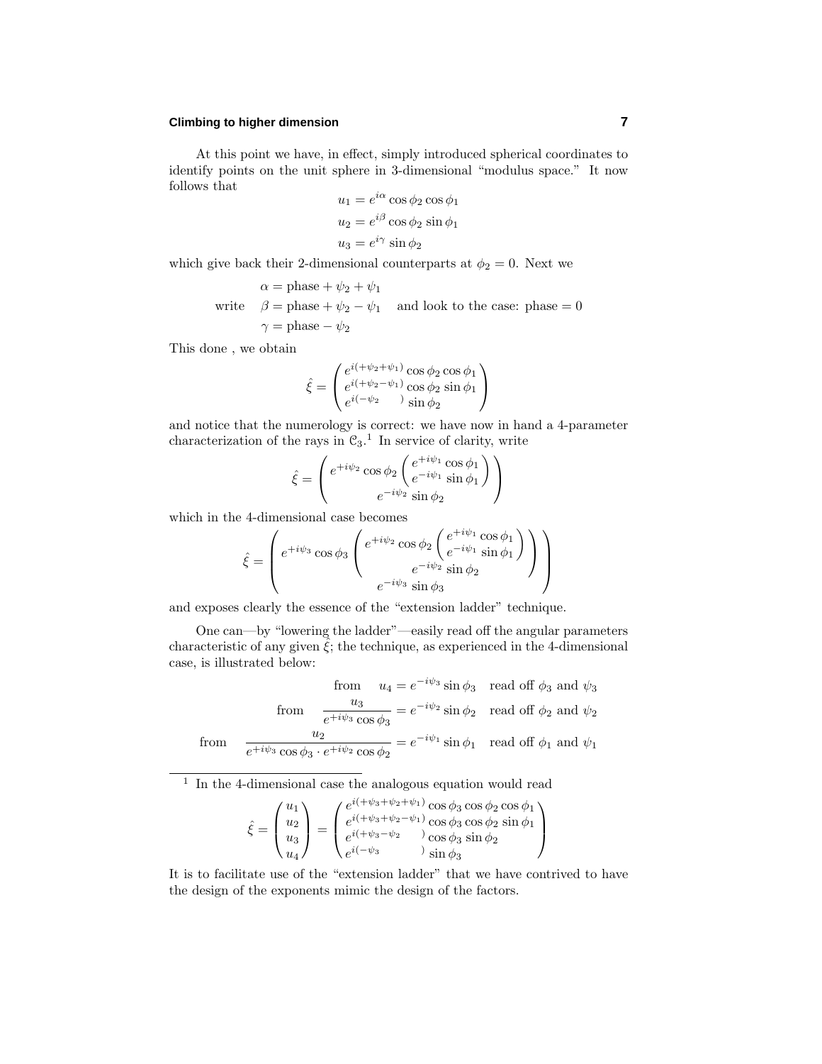At this point we have, in effect, simply introduced spherical coordinates to identify points on the unit sphere in 3-dimensional "modulus space." It now follows that

$$
\begin{aligned}
u_1 &= e^{i\alpha} \cos\phi_2 \cos\phi_1 \\
u_2 &= e^{i\beta} \cos\phi_2 \sin\phi_1 \\
u_3 &= e^{i\gamma} \sin\phi_2
\end{aligned}
$$

which give back their 2-dimensional counterparts at $\phi_2 = 0$. Next we

$$
\text{write} \quad
\begin{aligned}
\alpha &= \text{phase} + \psi_2 + \psi_1 \\
\beta &= \text{phase} + \psi_2 - \psi_1 \\
\gamma &= \text{phase} - \psi_2
\end{aligned}
\quad \text{and look to the case: phase} = 0
$$

This done , we obtain

$$
\hat{\xi} = \begin{pmatrix} e^{i(+\psi_2+\psi_1)} \cos\phi_2 \cos\phi_1 \\ e^{i(+\psi_2-\psi_1)} \cos\phi_2 \sin\phi_1 \\ e^{i(-\psi_2\phantom{+\psi_1})} \sin\phi_2 \end{pmatrix}
$$

and notice that the numerology is correct: we have now in hand a 4-parameter characterization of the rays in $\mathcal{C}_3$.[1] In service of clarity, write

$$
\hat{\xi} = \begin{pmatrix} e^{+i\psi_2} \cos\phi_2 \begin{pmatrix} e^{+i\psi_1} \cos\phi_1 \\ e^{-i\psi_1} \sin\phi_1 \end{pmatrix} \\ e^{-i\psi_2} \sin\phi_2 \end{pmatrix}
$$

which in the 4-dimensional case becomes

$$
\hat{\xi} = \begin{pmatrix} e^{+i\psi_3} \cos\phi_3 \begin{pmatrix} e^{+i\psi_2} \cos\phi_2 \begin{pmatrix} e^{+i\psi_1} \cos\phi_1 \\ e^{-i\psi_1} \sin\phi_1 \end{pmatrix} \\ e^{-i\psi_2} \sin\phi_2 \end{pmatrix} \\ e^{-i\psi_3} \sin\phi_3 \end{pmatrix}
$$

and exposes clearly the essence of the "extension ladder" technique.

One can—by "lowering the ladder"—easily read off the angular parameters characteristic of any given $\hat{\xi}$; the technique, as experienced in the 4-dimensional case, is illustrated below:

$$
\begin{aligned}
&\text{from} \quad u_4 = e^{-i\psi_3} \sin\phi_3 \quad \text{read off } \phi_3 \text{ and } \psi_3 \\
&\text{from} \quad \frac{u_3}{e^{+i\psi_3} \cos\phi_3} = e^{-i\psi_2} \sin\phi_2 \quad \text{read off } \phi_2 \text{ and } \psi_2 \\
&\text{from} \quad \frac{u_2}{e^{+i\psi_3} \cos\phi_3 \cdot e^{+i\psi_2} \cos\phi_2} = e^{-i\psi_1} \sin\phi_1 \quad \text{read off } \phi_1 \text{ and } \psi_1
\end{aligned}
$$

---

[1] In the 4-dimensional case the analogous equation would read

$$
\hat{\xi} = \begin{pmatrix} u_1 \\ u_2 \\ u_3 \\ u_4 \end{pmatrix} = \begin{pmatrix} e^{i(+\psi_3+\psi_2+\psi_1)} \cos\phi_3 \cos\phi_2 \cos\phi_1 \\ e^{i(+\psi_3+\psi_2-\psi_1)} \cos\phi_3 \cos\phi_2 \sin\phi_1 \\ e^{i(+\psi_3-\psi_2\phantom{+\psi_1})} \cos\phi_3 \sin\phi_2 \\ e^{i(-\psi_3\phantom{+\psi_2+\psi_1})} \sin\phi_3 \end{pmatrix}
$$

It is to facilitate use of the "extension ladder" that we have contrived to have the design of the exponents mimic the design of the factors.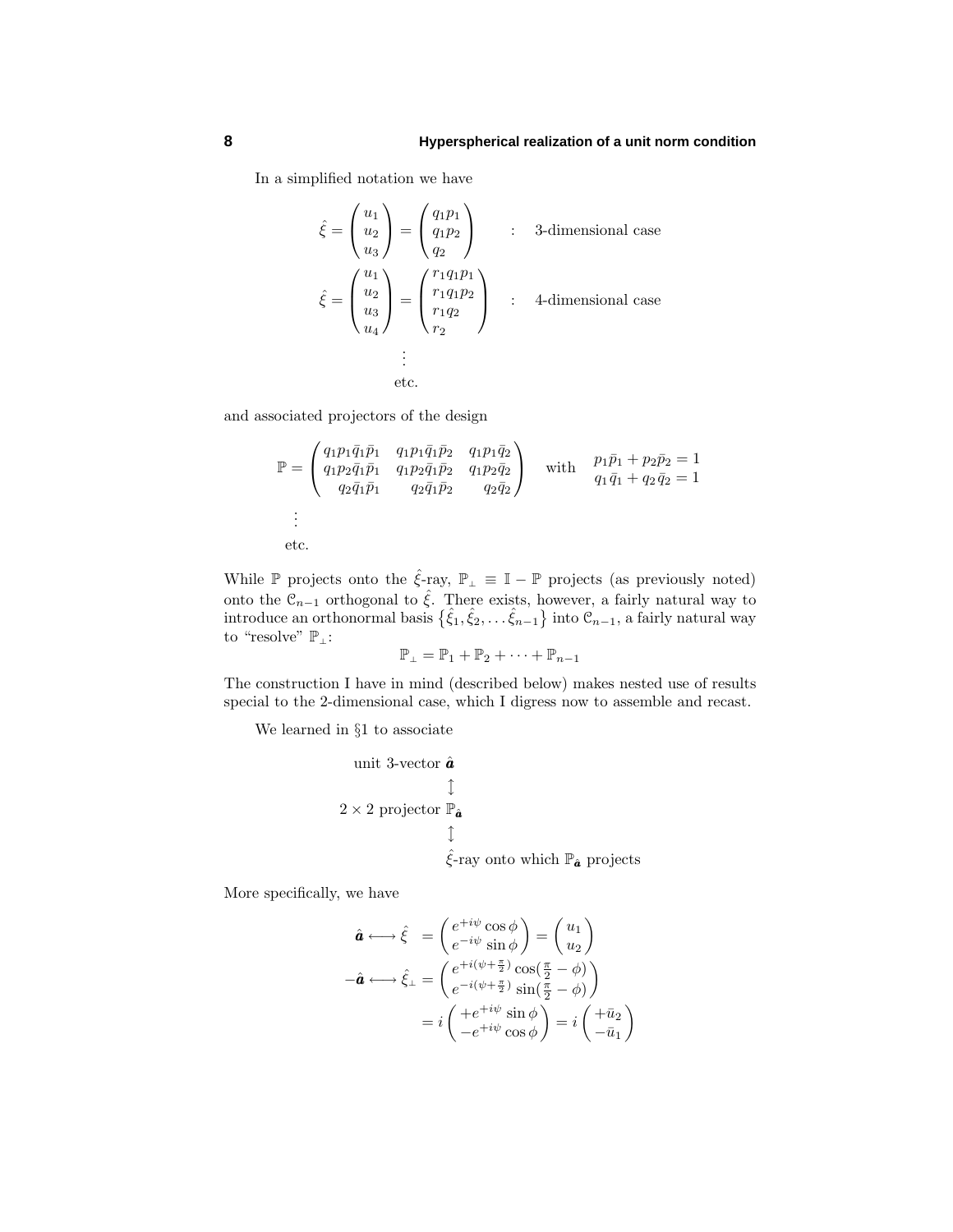In a simplified notation we have

$$\hat{\xi} = \begin{pmatrix} u_1 \\ u_2 \\ u_3 \end{pmatrix} = \begin{pmatrix} q_1 p_1 \\ q_1 p_2 \\ q_2 \end{pmatrix} \qquad : \quad \text{3-dimensional case}$$

$$\hat{\xi} = \begin{pmatrix} u_1 \\ u_2 \\ u_3 \\ u_4 \end{pmatrix} = \begin{pmatrix} r_1 q_1 p_1 \\ r_1 q_1 p_2 \\ r_1 q_2 \\ r_2 \end{pmatrix} \qquad : \quad \text{4-dimensional case}$$

$$\vdots$$

$$\text{etc.}$$

and associated projectors of the design

$$\mathbb{P} = \begin{pmatrix} q_1 p_1 \bar{q}_1 \bar{p}_1 & q_1 p_1 \bar{q}_1 \bar{p}_2 & q_1 p_1 \bar{q}_2 \\ q_1 p_2 \bar{q}_1 \bar{p}_1 & q_1 p_2 \bar{q}_1 \bar{p}_2 & q_1 p_2 \bar{q}_2 \\ q_2 \bar{q}_1 \bar{p}_1 & q_2 \bar{q}_1 \bar{p}_2 & q_2 \bar{q}_2 \end{pmatrix} \quad \text{with} \quad \begin{matrix} p_1 \bar{p}_1 + p_2 \bar{p}_2 = 1 \\ q_1 \bar{q}_1 + q_2 \bar{q}_2 = 1 \end{matrix}$$

$$\vdots$$

$$\text{etc.}$$

While $\mathbb{P}$ projects onto the $\hat{\xi}$-ray, $\mathbb{P}_\perp \equiv \mathbb{I} - \mathbb{P}$ projects (as previously noted) onto the $\mathcal{C}_{n-1}$ orthogonal to $\hat{\xi}$. There exists, however, a fairly natural way to introduce an orthonormal basis $\{\hat{\xi}_1, \hat{\xi}_2, \ldots \hat{\xi}_{n-1}\}$ into $\mathcal{C}_{n-1}$, a fairly natural way to "resolve" $\mathbb{P}_\perp$:

$$\mathbb{P}_\perp = \mathbb{P}_1 + \mathbb{P}_2 + \cdots + \mathbb{P}_{n-1}$$

The construction I have in mind (described below) makes nested use of results special to the 2-dimensional case, which I digress now to assemble and recast.

We learned in §1 to associate

$$\begin{array}{c} \text{unit 3-vector } \hat{\boldsymbol{a}} \\ \updownarrow \\ 2\times 2 \text{ projector } \mathbb{P}_{\hat{\boldsymbol{a}}} \\ \updownarrow \\ \hat{\xi}\text{-ray onto which } \mathbb{P}_{\hat{\boldsymbol{a}}} \text{ projects} \end{array}$$

More specifically, we have

$$\begin{aligned} \hat{\boldsymbol{a}} \longleftrightarrow \hat{\xi} \;\; &= \begin{pmatrix} e^{+i\psi} \cos\phi \\ e^{-i\psi} \sin\phi \end{pmatrix} = \begin{pmatrix} u_1 \\ u_2 \end{pmatrix} \\ -\hat{\boldsymbol{a}} \longleftrightarrow \hat{\xi}_\perp &= \begin{pmatrix} e^{+i(\psi+\frac{\pi}{2})} \cos(\frac{\pi}{2} - \phi) \\ e^{-i(\psi+\frac{\pi}{2})} \sin(\frac{\pi}{2} - \phi) \end{pmatrix} \\ &= i \begin{pmatrix} +e^{+i\psi} \sin\phi \\ -e^{+i\psi} \cos\phi \end{pmatrix} = i \begin{pmatrix} +\bar{u}_2 \\ -\bar{u}_1 \end{pmatrix} \end{aligned}$$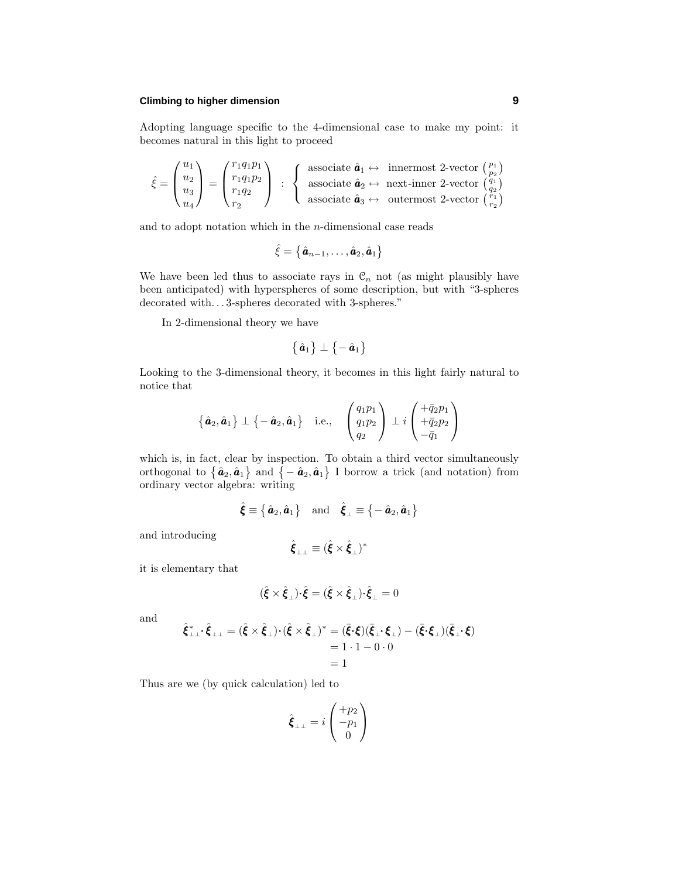Adopting language specific to the 4-dimensional case to make my point: it becomes natural in this light to proceed

$$\hat{\xi} = \begin{pmatrix} u_1 \\ u_2 \\ u_3 \\ u_4 \end{pmatrix} = \begin{pmatrix} r_1 q_1 p_1 \\ r_1 q_1 p_2 \\ r_1 q_2 \\ r_2 \end{pmatrix} \;:\; \left\{ \begin{array}{l} \text{associate } \hat{\boldsymbol{a}}_1 \leftrightarrow \;\; \text{innermost 2-vector } \binom{p_1}{p_2} \\ \text{associate } \hat{\boldsymbol{a}}_2 \leftrightarrow \;\; \text{next-inner 2-vector } \binom{q_1}{q_2} \\ \text{associate } \hat{\boldsymbol{a}}_3 \leftrightarrow \;\; \text{outermost 2-vector } \binom{r_1}{r_2} \end{array} \right.$$

and to adopt notation which in the $n$-dimensional case reads

$$\hat{\xi} = \big\{\, \hat{\boldsymbol{a}}_{n-1}, \ldots, \hat{\boldsymbol{a}}_2, \hat{\boldsymbol{a}}_1 \big\}$$

We have been led thus to associate rays in $\mathcal{C}_n$ not (as might plausibly have been anticipated) with hyperspheres of some description, but with "3-spheres decorated with…3-spheres decorated with 3-spheres."

In 2-dimensional theory we have

$$\big\{\, \hat{\boldsymbol{a}}_1 \big\} \perp \big\{ -\hat{\boldsymbol{a}}_1 \big\}$$

Looking to the 3-dimensional theory, it becomes in this light fairly natural to notice that

$$\big\{\, \hat{\boldsymbol{a}}_2, \hat{\boldsymbol{a}}_1 \big\} \perp \big\{ -\hat{\boldsymbol{a}}_2, \hat{\boldsymbol{a}}_1 \big\} \quad \text{i.e.,} \quad \begin{pmatrix} q_1 p_1 \\ q_1 p_2 \\ q_2 \end{pmatrix} \perp i \begin{pmatrix} +\bar{q}_2 p_1 \\ +\bar{q}_2 p_2 \\ -\bar{q}_1 \end{pmatrix}$$

which is, in fact, clear by inspection. To obtain a third vector simultaneously orthogonal to $\{\hat{\boldsymbol{a}}_2, \hat{\boldsymbol{a}}_1\}$ and $\{-\hat{\boldsymbol{a}}_2, \hat{\boldsymbol{a}}_1\}$ I borrow a trick (and notation) from ordinary vector algebra: writing

$$\hat{\boldsymbol{\xi}} \equiv \big\{\, \hat{\boldsymbol{a}}_2, \hat{\boldsymbol{a}}_1 \big\} \quad \text{and} \quad \hat{\boldsymbol{\xi}}_{\perp} \equiv \big\{ -\hat{\boldsymbol{a}}_2, \hat{\boldsymbol{a}}_1 \big\}$$

and introducing

$$\hat{\boldsymbol{\xi}}_{\perp\perp} \equiv (\hat{\boldsymbol{\xi}} \times \hat{\boldsymbol{\xi}}_{\perp})^*$$

it is elementary that

$$(\hat{\boldsymbol{\xi}} \times \hat{\boldsymbol{\xi}}_{\perp}) \cdot \hat{\boldsymbol{\xi}} = (\hat{\boldsymbol{\xi}} \times \hat{\boldsymbol{\xi}}_{\perp}) \cdot \hat{\boldsymbol{\xi}}_{\perp} = 0$$

and

$$\begin{aligned} \hat{\boldsymbol{\xi}}^*_{\perp\perp} \cdot \hat{\boldsymbol{\xi}}_{\perp\perp} = (\hat{\boldsymbol{\xi}} \times \hat{\boldsymbol{\xi}}_{\perp}) \cdot (\hat{\boldsymbol{\xi}} \times \hat{\boldsymbol{\xi}}_{\perp})^* &= (\bar{\boldsymbol{\xi}} \cdot \boldsymbol{\xi})(\bar{\boldsymbol{\xi}}_{\perp} \cdot \boldsymbol{\xi}_{\perp}) - (\bar{\boldsymbol{\xi}} \cdot \boldsymbol{\xi}_{\perp})(\bar{\boldsymbol{\xi}}_{\perp} \cdot \boldsymbol{\xi}) \\ &= 1 \cdot 1 - 0 \cdot 0 \\ &= 1 \end{aligned}$$

Thus are we (by quick calculation) led to

$$\hat{\boldsymbol{\xi}}_{\perp\perp} = i \begin{pmatrix} +p_2 \\ -p_1 \\ 0 \end{pmatrix}$$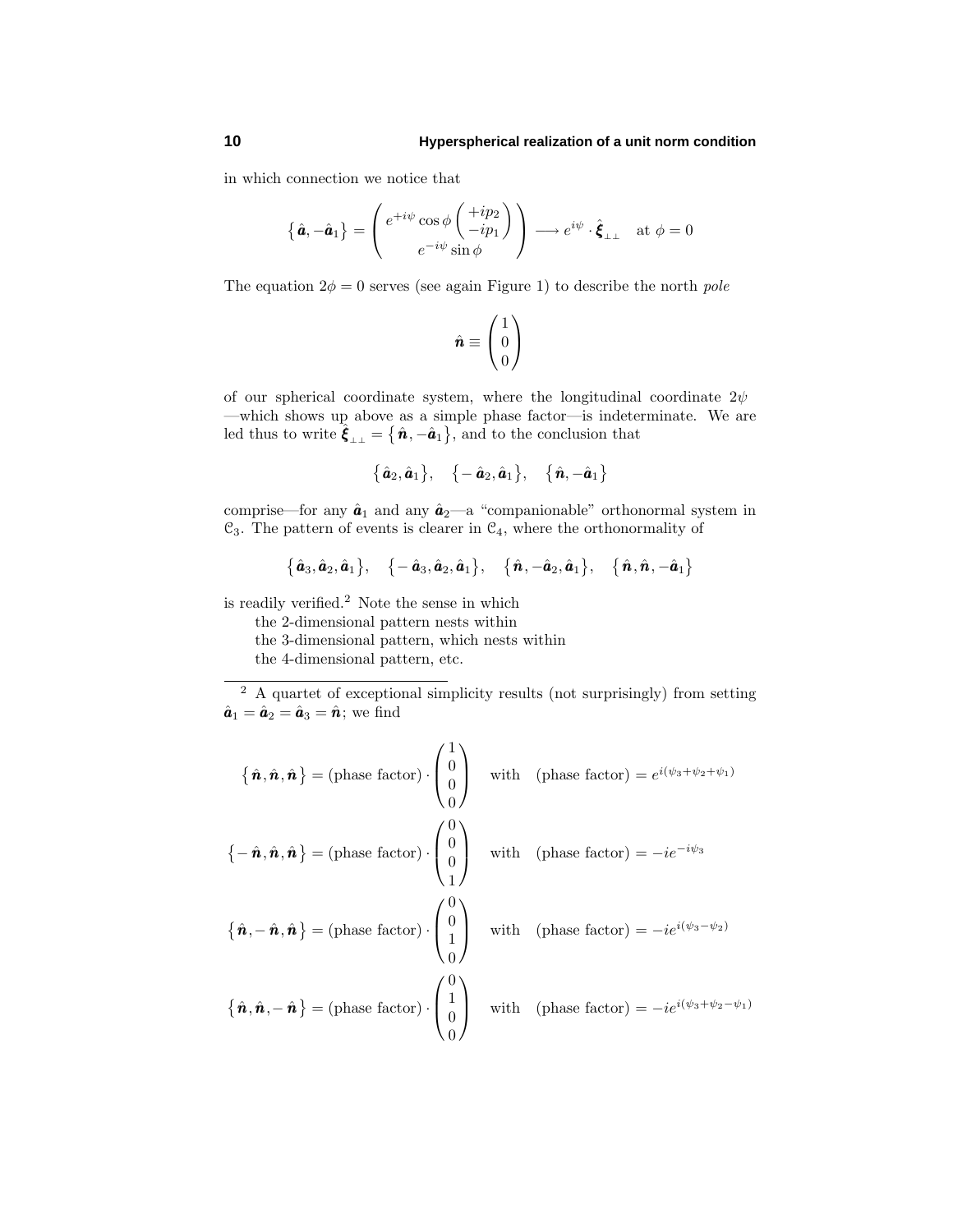in which connection we notice that

$$\big\{\,\hat{\boldsymbol{a}},-\hat{\boldsymbol{a}}_1\big\} = \begin{pmatrix} e^{+i\psi}\cos\phi\begin{pmatrix}+ip_2\\-ip_1\end{pmatrix}\\ e^{-i\psi}\sin\phi\end{pmatrix} \longrightarrow e^{i\psi}\cdot\hat{\boldsymbol{\xi}}_{\perp\perp} \quad \text{at } \phi=0$$

The equation $2\phi = 0$ serves (see again Figure 1) to describe the north *pole*

$$\hat{\boldsymbol{n}} \equiv \begin{pmatrix}1\\0\\0\end{pmatrix}$$

of our spherical coordinate system, where the longitudinal coordinate $2\psi$ —which shows up above as a simple phase factor—is indeterminate. We are led thus to write $\hat{\boldsymbol{\xi}}_{\perp\perp} = \big\{\,\hat{\boldsymbol{n}},-\hat{\boldsymbol{a}}_1\big\}$, and to the conclusion that

$$\big\{\,\hat{\boldsymbol{a}}_2,\hat{\boldsymbol{a}}_1\big\},\quad \big\{-\hat{\boldsymbol{a}}_2,\hat{\boldsymbol{a}}_1\big\},\quad \big\{\,\hat{\boldsymbol{n}},-\hat{\boldsymbol{a}}_1\big\}$$

comprise—for any $\hat{\boldsymbol{a}}_1$ and any $\hat{\boldsymbol{a}}_2$—a "companionable" orthonormal system in $\mathcal{C}_3$. The pattern of events is clearer in $\mathcal{C}_4$, where the orthonormality of

$$\big\{\,\hat{\boldsymbol{a}}_3,\hat{\boldsymbol{a}}_2,\hat{\boldsymbol{a}}_1\big\},\quad \big\{-\hat{\boldsymbol{a}}_3,\hat{\boldsymbol{a}}_2,\hat{\boldsymbol{a}}_1\big\},\quad \big\{\,\hat{\boldsymbol{n}},-\hat{\boldsymbol{a}}_2,\hat{\boldsymbol{a}}_1\big\},\quad \big\{\,\hat{\boldsymbol{n}},\hat{\boldsymbol{n}},-\hat{\boldsymbol{a}}_1\big\}$$

is readily verified.[2] Note the sense in which
the 2-dimensional pattern nests within
the 3-dimensional pattern, which nests within
the 4-dimensional pattern, etc.

---

[2] A quartet of exceptional simplicity results (not surprisingly) from setting $\hat{\boldsymbol{a}}_1 = \hat{\boldsymbol{a}}_2 = \hat{\boldsymbol{a}}_3 = \hat{\boldsymbol{n}}$; we find

$$\big\{\,\hat{\boldsymbol{n}},\hat{\boldsymbol{n}},\hat{\boldsymbol{n}}\big\} = (\text{phase factor})\cdot\begin{pmatrix}1\\0\\0\\0\end{pmatrix} \quad \text{with} \quad (\text{phase factor}) = e^{i(\psi_3+\psi_2+\psi_1)}$$

$$\big\{-\hat{\boldsymbol{n}},\hat{\boldsymbol{n}},\hat{\boldsymbol{n}}\big\} = (\text{phase factor})\cdot\begin{pmatrix}0\\0\\0\\1\end{pmatrix} \quad \text{with} \quad (\text{phase factor}) = -ie^{-i\psi_3}$$

$$\big\{\,\hat{\boldsymbol{n}},-\hat{\boldsymbol{n}},\hat{\boldsymbol{n}}\big\} = (\text{phase factor})\cdot\begin{pmatrix}0\\0\\1\\0\end{pmatrix} \quad \text{with} \quad (\text{phase factor}) = -ie^{i(\psi_3-\psi_2)}$$

$$\big\{\,\hat{\boldsymbol{n}},\hat{\boldsymbol{n}},-\hat{\boldsymbol{n}}\big\} = (\text{phase factor})\cdot\begin{pmatrix}0\\1\\0\\0\end{pmatrix} \quad \text{with} \quad (\text{phase factor}) = -ie^{i(\psi_3+\psi_2-\psi_1)}$$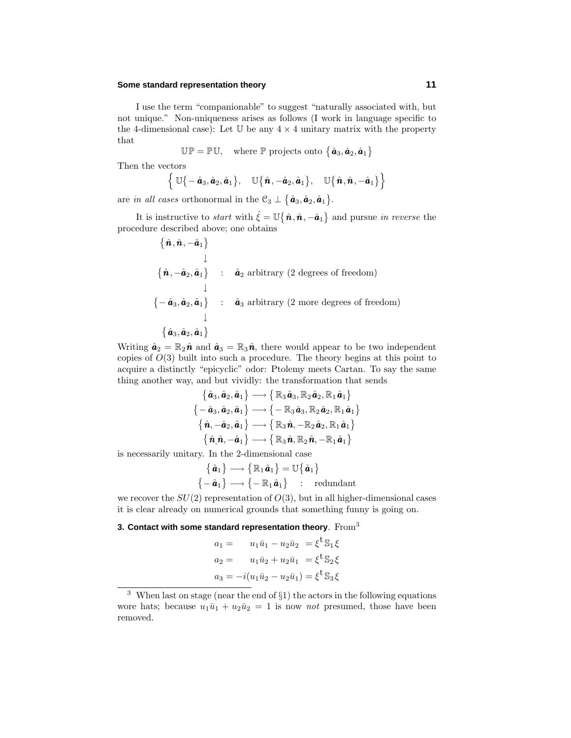I use the term "companionable" to suggest "naturally associated with, but not unique." Non-uniqueness arises as follows (I work in language specific to the 4-dimensional case): Let $\mathbb{U}$ be any $4 \times 4$ unitary matrix with the property that

$$\mathbb{U}\mathbb{P} = \mathbb{P}\mathbb{U}, \quad \text{where } \mathbb{P} \text{ projects onto } \big\{\hat{\boldsymbol{a}}_3, \hat{\boldsymbol{a}}_2, \hat{\boldsymbol{a}}_1\big\}$$

Then the vectors

$$\Big\{\, \mathbb{U}\big\{-\hat{\boldsymbol{a}}_3, \hat{\boldsymbol{a}}_2, \hat{\boldsymbol{a}}_1\big\},\quad \mathbb{U}\big\{\hat{\boldsymbol{n}}, -\hat{\boldsymbol{a}}_2, \hat{\boldsymbol{a}}_1\big\},\quad \mathbb{U}\big\{\hat{\boldsymbol{n}}, \hat{\boldsymbol{n}}, -\hat{\boldsymbol{a}}_1\big\}\Big\}$$

are *in all cases* orthonormal in the $\mathcal{C}_3 \perp \big\{\hat{\boldsymbol{a}}_3, \hat{\boldsymbol{a}}_2, \hat{\boldsymbol{a}}_1\big\}$.

It is instructive to *start* with $\hat{\xi} = \mathbb{U}\big\{\hat{\boldsymbol{n}}, \hat{\boldsymbol{n}}, -\hat{\boldsymbol{a}}_1\big\}$ and pursue *in reverse* the procedure described above; one obtains

$$\begin{array}{ll}
\big\{\hat{\boldsymbol{n}}, \hat{\boldsymbol{n}}, -\hat{\boldsymbol{a}}_1\big\} & \\
\quad\downarrow & \\
\big\{\hat{\boldsymbol{n}}, -\hat{\boldsymbol{a}}_2, \hat{\boldsymbol{a}}_1\big\} & : \quad \hat{\boldsymbol{a}}_2 \text{ arbitrary (2 degrees of freedom)} \\
\quad\downarrow & \\
\big\{-\hat{\boldsymbol{a}}_3, \hat{\boldsymbol{a}}_2, \hat{\boldsymbol{a}}_1\big\} & : \quad \hat{\boldsymbol{a}}_3 \text{ arbitrary (2 more degrees of freedom)} \\
\quad\downarrow & \\
\big\{\hat{\boldsymbol{a}}_3, \hat{\boldsymbol{a}}_2, \hat{\boldsymbol{a}}_1\big\} &
\end{array}$$

Writing $\hat{\boldsymbol{a}}_2 = \mathbb{R}_2\hat{\boldsymbol{n}}$ and $\hat{\boldsymbol{a}}_3 = \mathbb{R}_3\hat{\boldsymbol{n}}$, there would appear to be two independent copies of $O(3)$ built into such a procedure. The theory begins at this point to acquire a distinctly "epicyclic" odor: Ptolemy meets Cartan. To say the same thing another way, and but vividly: the transformation that sends

$$\begin{aligned}
\big\{\hat{\boldsymbol{a}}_3, \hat{\boldsymbol{a}}_2, \hat{\boldsymbol{a}}_1\big\} &\longrightarrow \big\{\mathbb{R}_3\hat{\boldsymbol{a}}_3, \mathbb{R}_2\hat{\boldsymbol{a}}_2, \mathbb{R}_1\hat{\boldsymbol{a}}_1\big\} \\
\big\{-\hat{\boldsymbol{a}}_3, \hat{\boldsymbol{a}}_2, \hat{\boldsymbol{a}}_1\big\} &\longrightarrow \big\{-\mathbb{R}_3\hat{\boldsymbol{a}}_3, \mathbb{R}_2\hat{\boldsymbol{a}}_2, \mathbb{R}_1\hat{\boldsymbol{a}}_1\big\} \\
\big\{\hat{\boldsymbol{n}}, -\hat{\boldsymbol{a}}_2, \hat{\boldsymbol{a}}_1\big\} &\longrightarrow \big\{\mathbb{R}_3\hat{\boldsymbol{n}}, -\mathbb{R}_2\hat{\boldsymbol{a}}_2, \mathbb{R}_1\hat{\boldsymbol{a}}_1\big\} \\
\big\{\hat{\boldsymbol{n}}, \hat{\boldsymbol{n}}, -\hat{\boldsymbol{a}}_1\big\} &\longrightarrow \big\{\mathbb{R}_3\hat{\boldsymbol{n}}, \mathbb{R}_2\hat{\boldsymbol{n}}, -\mathbb{R}_1\hat{\boldsymbol{a}}_1\big\}
\end{aligned}$$

is necessarily unitary. In the 2-dimensional case

$$\begin{aligned}
\big\{\hat{\boldsymbol{a}}_1\big\} &\longrightarrow \big\{\mathbb{R}_1\hat{\boldsymbol{a}}_1\big\} = \mathbb{U}\big\{\hat{\boldsymbol{a}}_1\big\} \\
\big\{-\hat{\boldsymbol{a}}_1\big\} &\longrightarrow \big\{-\mathbb{R}_1\hat{\boldsymbol{a}}_1\big\} \quad : \quad \text{redundant}
\end{aligned}$$

we recover the $SU(2)$ representation of $O(3)$, but in all higher-dimensional cases it is clear already on numerical grounds that something funny is going on.

## 3. Contact with some standard representation theory.

From[3]

$$\begin{aligned}
a_1 &= \phantom{-i(}u_1\bar{u}_1 - u_2\bar{u}_2 \phantom{)} = \xi^{\mathsf{t}}\mathbb{S}_1\xi \\
a_2 &= \phantom{-i(}u_1\bar{u}_2 + u_2\bar{u}_1 \phantom{)} = \xi^{\mathsf{t}}\mathbb{S}_2\xi \\
a_3 &= -i(u_1\bar{u}_2 - u_2\bar{u}_1) = \xi^{\mathsf{t}}\mathbb{S}_3\xi
\end{aligned}$$

[3] When last on stage (near the end of §1) the actors in the following equations wore hats; because $u_1\bar{u}_1 + u_2\bar{u}_2 = 1$ is now *not* presumed, those have been removed.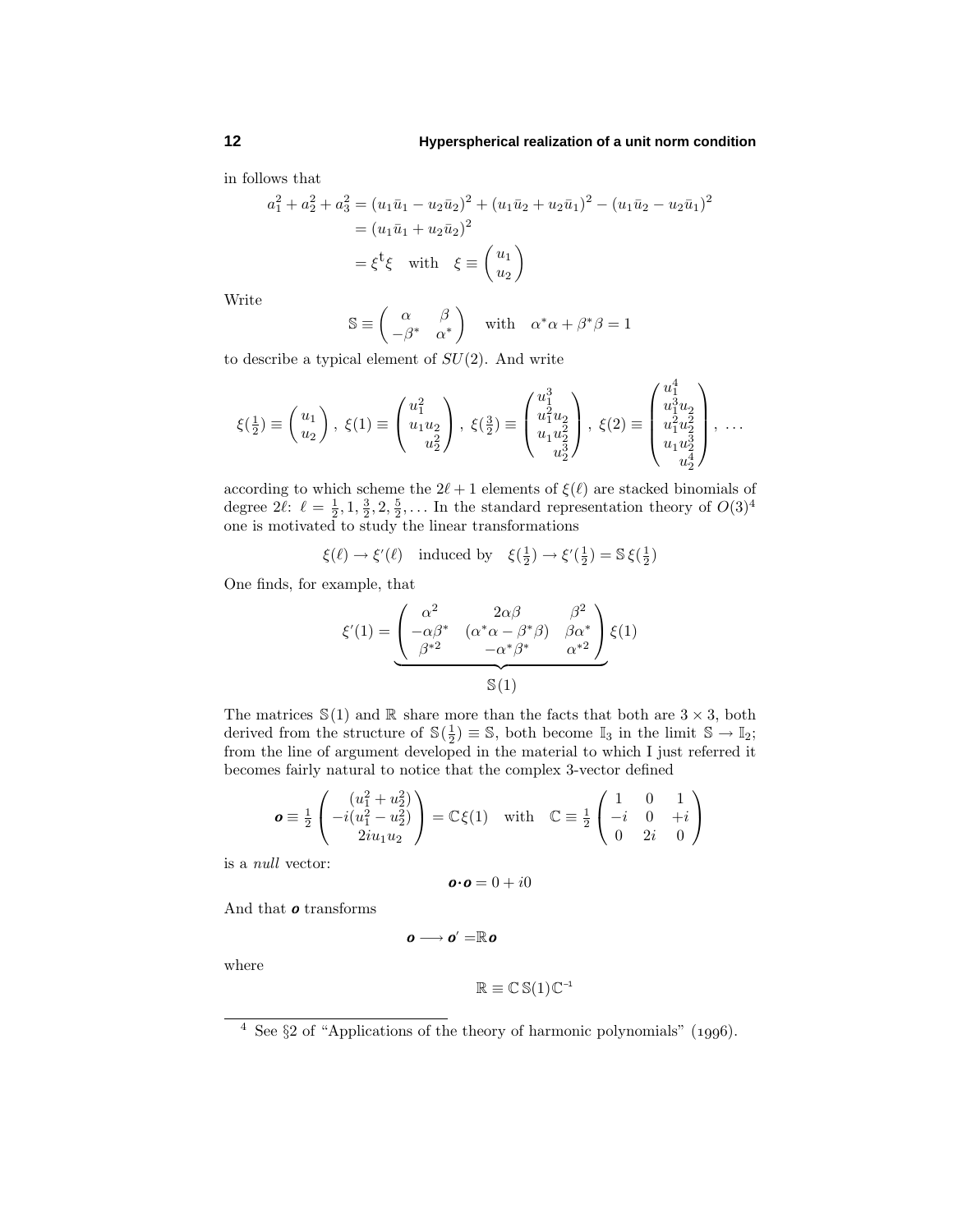in follows that

$$
\begin{aligned}
a_1^2 + a_2^2 + a_3^2 &= (u_1\bar u_1 - u_2\bar u_2)^2 + (u_1\bar u_2 + u_2\bar u_1)^2 - (u_1\bar u_2 - u_2\bar u_1)^2 \\
&= (u_1\bar u_1 + u_2\bar u_2)^2 \\
&= \xi^{\text{t}}\xi \quad \text{with} \quad \xi \equiv \begin{pmatrix} u_1 \\ u_2 \end{pmatrix}
\end{aligned}
$$

Write

$$
\mathbb{S} \equiv \begin{pmatrix} \alpha & \beta \\ -\beta^* & \alpha^* \end{pmatrix} \quad \text{with} \quad \alpha^*\alpha + \beta^*\beta = 1
$$

to describe a typical element of $SU(2)$. And write

$$
\xi(\tfrac{1}{2}) \equiv \begin{pmatrix} u_1 \\ u_2 \end{pmatrix},\ \xi(1) \equiv \begin{pmatrix} u_1^2 \\ u_1 u_2 \\ u_2^2 \end{pmatrix},\ \xi(\tfrac{3}{2}) \equiv \begin{pmatrix} u_1^3 \\ u_1^2 u_2 \\ u_1 u_2^2 \\ u_2^3 \end{pmatrix},\ \xi(2) \equiv \begin{pmatrix} u_1^4 \\ u_1^3 u_2 \\ u_1^2 u_2^2 \\ u_1 u_2^3 \\ u_2^4 \end{pmatrix},\ \ldots
$$

according to which scheme the $2\ell + 1$ elements of $\xi(\ell)$ are stacked binomials of degree $2\ell$: $\ell = \frac{1}{2}, 1, \frac{3}{2}, 2, \frac{5}{2}, \ldots$ In the standard representation theory of $O(3)$[4] one is motivated to study the linear transformations

$$
\xi(\ell) \to \xi'(\ell) \quad \text{induced by} \quad \xi(\tfrac{1}{2}) \to \xi'(\tfrac{1}{2}) = \mathbb{S}\,\xi(\tfrac{1}{2})
$$

One finds, for example, that

$$
\xi'(1) = \underbrace{\begin{pmatrix} \alpha^2 & 2\alpha\beta & \beta^2 \\ -\alpha\beta^* & (\alpha^*\alpha - \beta^*\beta) & \beta\alpha^* \\ \beta^{*2} & -\alpha^*\beta^* & \alpha^{*2} \end{pmatrix}}_{\mathbb{S}(1)} \xi(1)
$$

The matrices $\mathbb{S}(1)$ and $\mathbb{R}$ share more than the facts that both are $3 \times 3$, both derived from the structure of $\mathbb{S}(\frac{1}{2}) \equiv \mathbb{S}$, both become $\mathbb{I}_3$ in the limit $\mathbb{S} \to \mathbb{I}_2$; from the line of argument developed in the material to which I just referred it becomes fairly natural to notice that the complex 3-vector defined

$$
\boldsymbol{o} \equiv \tfrac{1}{2}\begin{pmatrix} (u_1^2 + u_2^2) \\ -i(u_1^2 - u_2^2) \\ 2iu_1u_2 \end{pmatrix} = \mathbb{C}\xi(1) \quad \text{with} \quad \mathbb{C} \equiv \tfrac{1}{2}\begin{pmatrix} 1 & 0 & 1 \\ -i & 0 & +i \\ 0 & 2i & 0 \end{pmatrix}
$$

is a *null* vector:

$$
\boldsymbol{o}\cdot\boldsymbol{o} = 0 + i0
$$

And that $\boldsymbol{o}$ transforms

$$
\boldsymbol{o} \longrightarrow \boldsymbol{o}' = \mathbb{R}\boldsymbol{o}
$$

where

$$
\mathbb{R} \equiv \mathbb{C}\,\mathbb{S}(1)\mathbb{C}^{-1}
$$

[4] See §2 of "Applications of the theory of harmonic polynomials" (1996).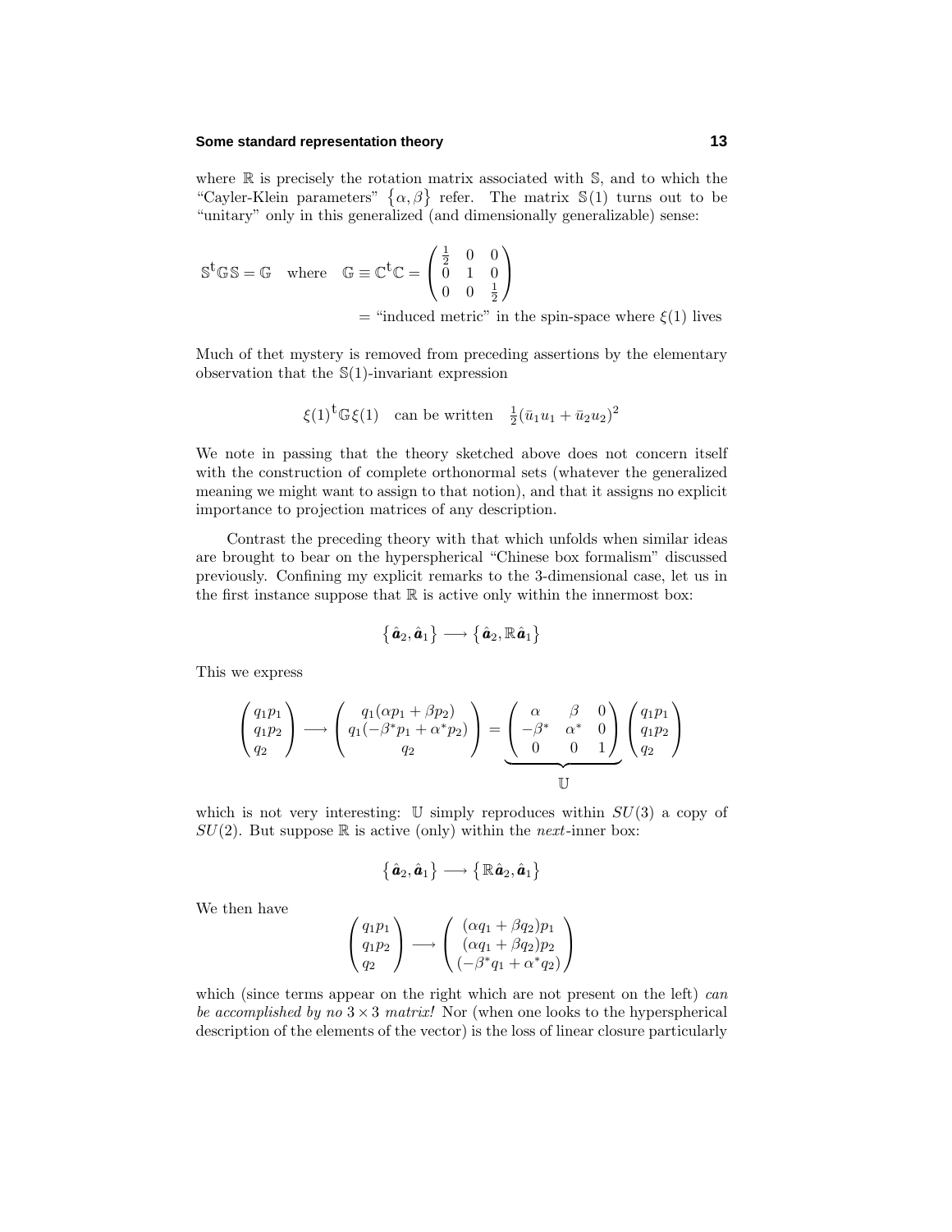where $\mathbb{R}$ is precisely the rotation matrix associated with $\mathbb{S}$, and to which the "Cayler-Klein parameters" $\{\alpha, \beta\}$ refer. The matrix $\mathbb{S}(1)$ turns out to be "unitary" only in this generalized (and dimensionally generalizable) sense:

$$\mathbb{S}^{\mathsf{t}}\mathbb{G}\mathbb{S} = \mathbb{G} \quad \text{where} \quad \mathbb{G} \equiv \mathbb{C}^{\mathsf{t}}\mathbb{C} = \begin{pmatrix} \frac{1}{2} & 0 & 0 \\ 0 & 1 & 0 \\ 0 & 0 & \frac{1}{2} \end{pmatrix}$$

$$= \text{"induced metric" in the spin-space where } \xi(1) \text{ lives}$$

Much of thet mystery is removed from preceding assertions by the elementary observation that the $\mathbb{S}(1)$-invariant expression

$$\xi(1)^{\mathsf{t}}\mathbb{G}\,\xi(1) \quad \text{can be written} \quad \tfrac{1}{2}(\bar{u}_1 u_1 + \bar{u}_2 u_2)^2$$

We note in passing that the theory sketched above does not concern itself with the construction of complete orthonormal sets (whatever the generalized meaning we might want to assign to that notion), and that it assigns no explicit importance to projection matrices of any description.

Contrast the preceding theory with that which unfolds when similar ideas are brought to bear on the hyperspherical "Chinese box formalism" discussed previously. Confining my explicit remarks to the 3-dimensional case, let us in the first instance suppose that $\mathbb{R}$ is active only within the innermost box:

$$\{\hat{\boldsymbol{a}}_2, \hat{\boldsymbol{a}}_1\} \longrightarrow \{\hat{\boldsymbol{a}}_2, \mathbb{R}\hat{\boldsymbol{a}}_1\}$$

This we express

$$\begin{pmatrix} q_1 p_1 \\ q_1 p_2 \\ q_2 \end{pmatrix} \longrightarrow \begin{pmatrix} q_1(\alpha p_1 + \beta p_2) \\ q_1(-\beta^* p_1 + \alpha^* p_2) \\ q_2 \end{pmatrix} = \underbrace{\begin{pmatrix} \alpha & \beta & 0 \\ -\beta^* & \alpha^* & 0 \\ 0 & 0 & 1 \end{pmatrix}}_{\mathbb{U}} \begin{pmatrix} q_1 p_1 \\ q_1 p_2 \\ q_2 \end{pmatrix}$$

which is not very interesting: $\mathbb{U}$ simply reproduces within $SU(3)$ a copy of $SU(2)$. But suppose $\mathbb{R}$ is active (only) within the *next*-inner box:

$$\{\hat{\boldsymbol{a}}_2, \hat{\boldsymbol{a}}_1\} \longrightarrow \{\mathbb{R}\hat{\boldsymbol{a}}_2, \hat{\boldsymbol{a}}_1\}$$

We then have

$$\begin{pmatrix} q_1 p_1 \\ q_1 p_2 \\ q_2 \end{pmatrix} \longrightarrow \begin{pmatrix} (\alpha q_1 + \beta q_2) p_1 \\ (\alpha q_1 + \beta q_2) p_2 \\ (-\beta^* q_1 + \alpha^* q_2) \end{pmatrix}$$

which (since terms appear on the right which are not present on the left) *can be accomplished by no* $3\times 3$ *matrix!* Nor (when one looks to the hyperspherical description of the elements of the vector) is the loss of linear closure particularly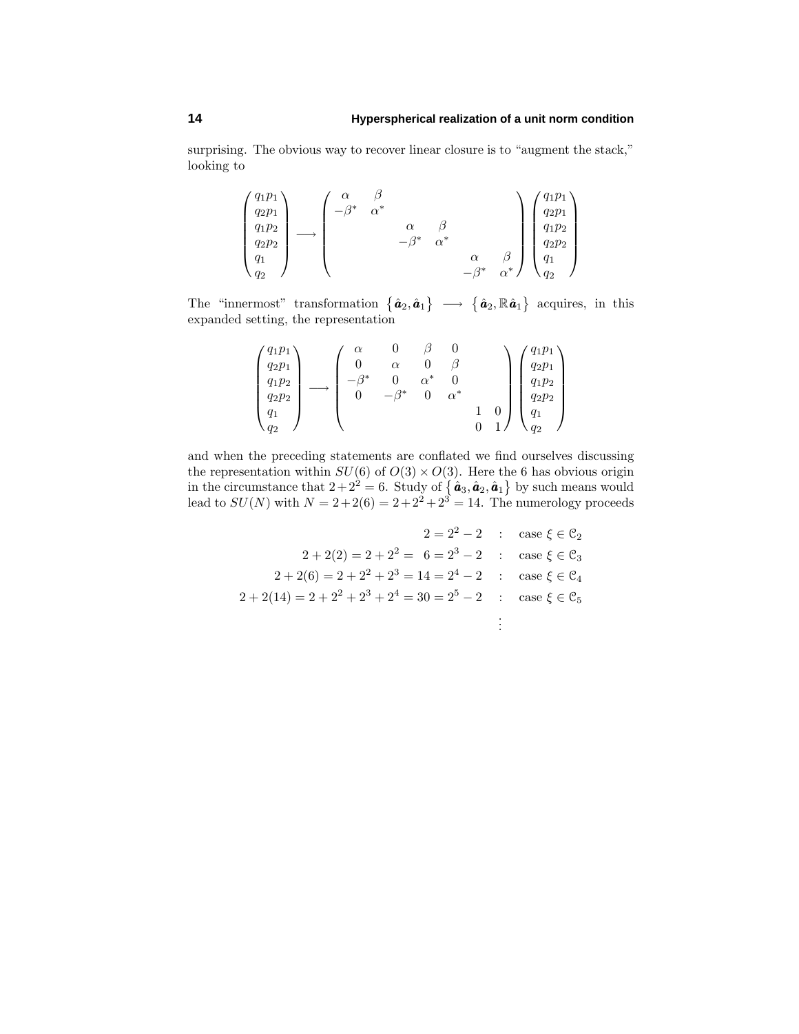surprising. The obvious way to recover linear closure is to "augment the stack," looking to

$$
\begin{pmatrix} q_1p_1 \\ q_2p_1 \\ q_1p_2 \\ q_2p_2 \\ q_1 \\ q_2 \end{pmatrix} \longrightarrow \begin{pmatrix} \alpha & \beta & & & & \\ -\beta^* & \alpha^* & & & & \\ & & \alpha & \beta & & \\ & & -\beta^* & \alpha^* & & \\ & & & & \alpha & \beta \\ & & & & -\beta^* & \alpha^* \end{pmatrix} \begin{pmatrix} q_1p_1 \\ q_2p_1 \\ q_1p_2 \\ q_2p_2 \\ q_1 \\ q_2 \end{pmatrix}
$$

The "innermost" transformation $\{\hat{\boldsymbol{a}}_2, \hat{\boldsymbol{a}}_1\} \longrightarrow \{\hat{\boldsymbol{a}}_2, \mathbb{R}\hat{\boldsymbol{a}}_1\}$ acquires, in this expanded setting, the representation

$$
\begin{pmatrix} q_1p_1 \\ q_2p_1 \\ q_1p_2 \\ q_2p_2 \\ q_1 \\ q_2 \end{pmatrix} \longrightarrow \begin{pmatrix} \alpha & 0 & \beta & 0 & & \\ 0 & \alpha & 0 & \beta & & \\ -\beta^* & 0 & \alpha^* & 0 & & \\ 0 & -\beta^* & 0 & \alpha^* & & \\ & & & & 1 & 0 \\ & & & & 0 & 1 \end{pmatrix} \begin{pmatrix} q_1p_1 \\ q_2p_1 \\ q_1p_2 \\ q_2p_2 \\ q_1 \\ q_2 \end{pmatrix}
$$

and when the preceding statements are conflated we find ourselves discussing the representation within $SU(6)$ of $O(3) \times O(3)$. Here the 6 has obvious origin in the circumstance that $2 + 2^2 = 6$. Study of $\{\hat{\boldsymbol{a}}_3, \hat{\boldsymbol{a}}_2, \hat{\boldsymbol{a}}_1\}$ by such means would lead to $SU(N)$ with $N = 2 + 2(6) = 2 + 2^2 + 2^3 = 14$. The numerology proceeds

$$
\begin{aligned}
2 &= 2^2 - 2 \quad &&: \quad \text{case } \xi \in \mathcal{C}_2 \\
2 + 2(2) = 2 + 2^2 = \ \ 6 &= 2^3 - 2 \quad &&: \quad \text{case } \xi \in \mathcal{C}_3 \\
2 + 2(6) = 2 + 2^2 + 2^3 = 14 &= 2^4 - 2 \quad &&: \quad \text{case } \xi \in \mathcal{C}_4 \\
2 + 2(14) = 2 + 2^2 + 2^3 + 2^4 = 30 &= 2^5 - 2 \quad &&: \quad \text{case } \xi \in \mathcal{C}_5 \\
&\ \ \vdots
\end{aligned}
$$